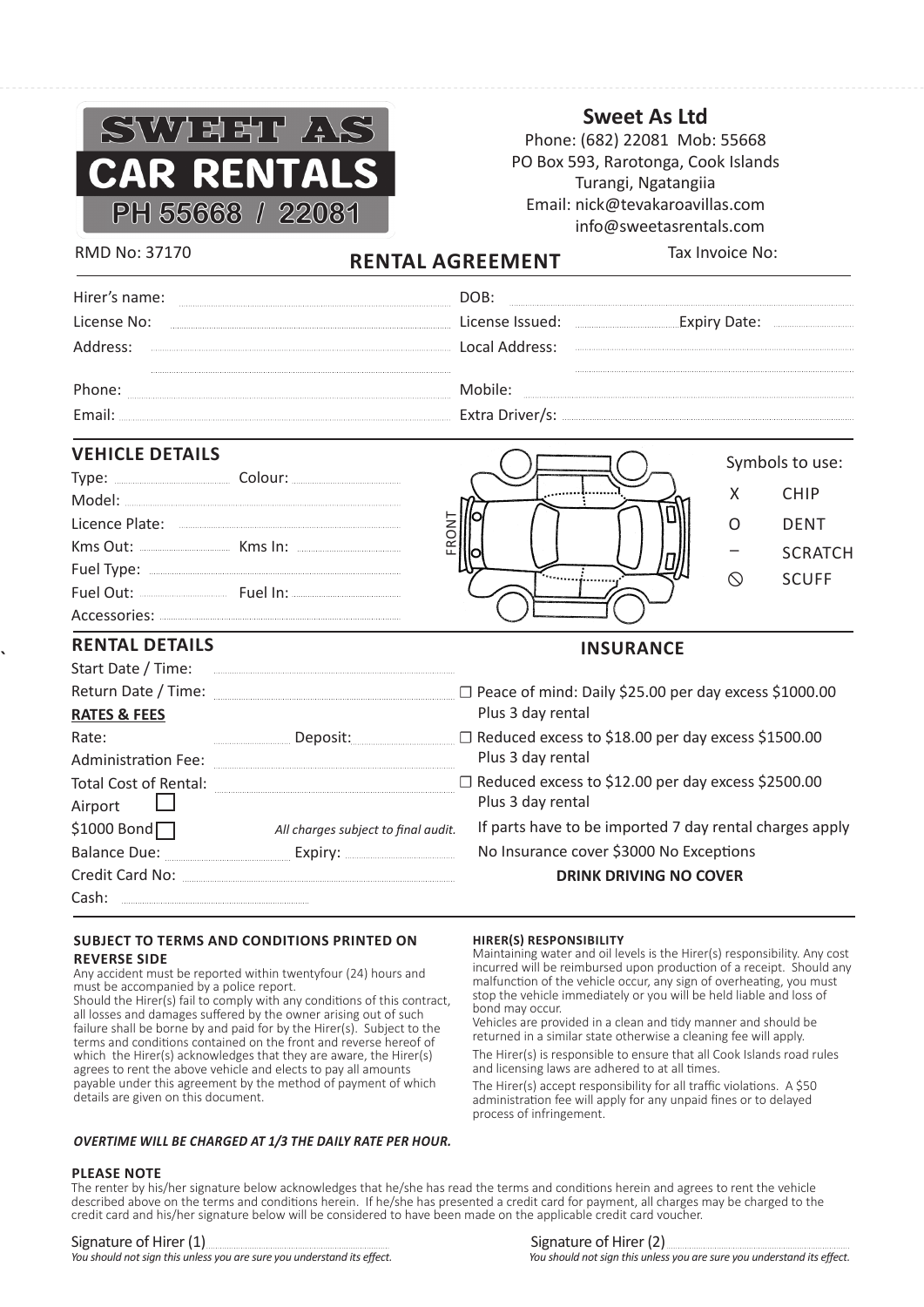**SWEET AS**
**CAR RENTALS**
**PH 55668 / 22081**

**Sweet As Ltd**
Phone: (682) 22081 Mob: 55668
PO Box 593, Rarotonga, Cook Islands
Turangi, Ngatangiia
Email: nick@tevakaroavillas.com
info@sweetasrentals.com

RMD No: 37170

## RENTAL AGREEMENT

Tax Invoice No:

Hirer's name: ..................
DOB: ..................
License No: ..................
License Issued: .................. Expiry Date: ..................
Address: ..................
Local Address: ..................
Phone: ..................
Mobile: ..................
Email: ..................
Extra Driver/s: ..................

### VEHICLE DETAILS

Type: .................. Colour: ..................
Model: ..................
Licence Plate: ..................
Kms Out: .................. Kms In: ..................
Fuel Type: ..................
Fuel Out: .................. Fuel In: ..................
Accessories: ..................

FRONT

Symbols to use:

| Symbol | Meaning |
|---|---|
| X | CHIP |
| O | DENT |
| – | SCRATCH |
| ⃠ | SCUFF |

### RENTAL DETAILS

Start Date / Time: ..................
Return Date / Time: ..................

**RATES & FEES**

Rate: .................. Deposit: ..................
Administration Fee: ..................
Total Cost of Rental: ..................
Airport ☐
$1000 Bond ☐ *All charges subject to final audit.*
Balance Due: .................. Expiry: ..................
Credit Card No: ..................
Cash: ..................

### INSURANCE

☐ Peace of mind: Daily $25.00 per day excess $1000.00 Plus 3 day rental
☐ Reduced excess to $18.00 per day excess $1500.00 Plus 3 day rental
☐ Reduced excess to $12.00 per day excess $2500.00 Plus 3 day rental
If parts have to be imported 7 day rental charges apply
No Insurance cover $3000 No Exceptions
**DRINK DRIVING NO COVER**

**SUBJECT TO TERMS AND CONDITIONS PRINTED ON REVERSE SIDE**

Any accident must be reported within twentyfour (24) hours and must be accompanied by a police report.
Should the Hirer(s) fail to comply with any conditions of this contract, all losses and damages suffered by the owner arising out of such failure shall be borne by and paid for by the Hirer(s). Subject to the terms and conditions contained on the front and reverse hereof of which the Hirer(s) acknowledges that they are aware, the Hirer(s) agrees to rent the above vehicle and elects to pay all amounts payable under this agreement by the method of payment of which details are given on this document.

**HIRER(S) RESPONSIBILITY**

Maintaining water and oil levels is the Hirer(s) responsibility. Any cost incurred will be reimbursed upon production of a receipt. Should any malfunction of the vehicle occur, any sign of overheating, you must stop the vehicle immediately or you will be held liable and loss of bond may occur.
Vehicles are provided in a clean and tidy manner and should be returned in a similar state otherwise a cleaning fee will apply.
The Hirer(s) is responsible to ensure that all Cook Islands road rules and licensing laws are adhered to at all times.
The Hirer(s) accept responsibility for all traffic violations. A $50 administration fee will apply for any unpaid fines or to delayed process of infringement.

***OVERTIME WILL BE CHARGED AT 1/3 THE DAILY RATE PER HOUR.***

**PLEASE NOTE**

The renter by his/her signature below acknowledges that he/she has read the terms and conditions herein and agrees to rent the vehicle described above on the terms and conditions herein. If he/she has presented a credit card for payment, all charges may be charged to the credit card and his/her signature below will be considered to have been made on the applicable credit card voucher.

Signature of Hirer (1) ..................
*You should not sign this unless you are sure you understand its effect.*

Signature of Hirer (2) ..................
*You should not sign this unless you are sure you understand its effect.*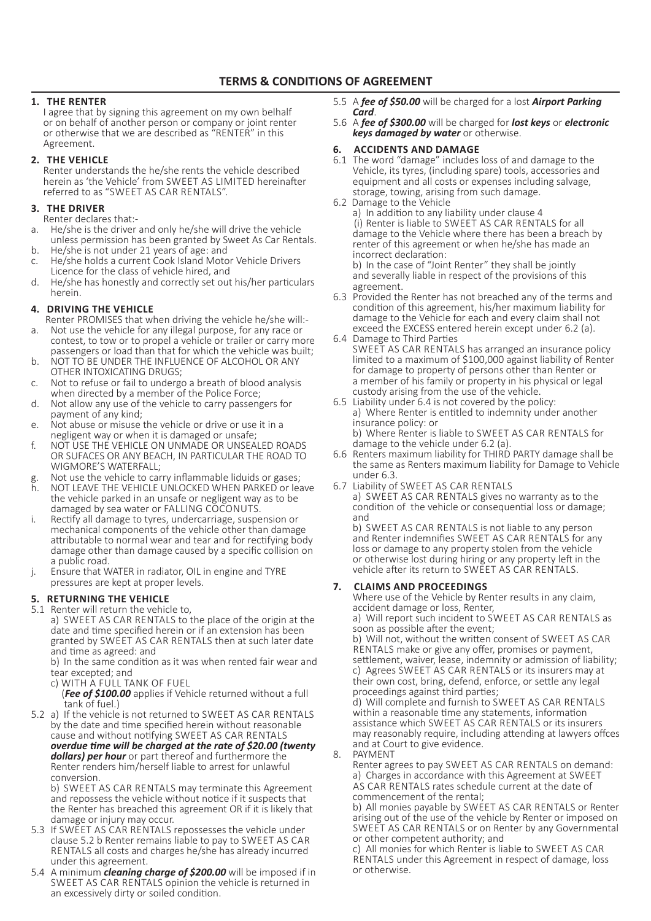# TERMS & CONDITIONS OF AGREEMENT

## 1. THE RENTER

I agree that by signing this agreement on my own belhalf or on behalf of another person or company or joint renter or otherwise that we are described as "RENTER" in this Agreement.

## 2. THE VEHICLE

Renter understands the he/she rents the vehicle described herein as 'the Vehicle' from SWEET AS LIMITED hereinafter referred to as "SWEET AS CAR RENTALS".

## 3. THE DRIVER

Renter declares that:-

a. He/she is the driver and only he/she will drive the vehicle unless permission has been granted by Sweet As Car Rentals.
b. He/she is not under 21 years of age: and
c. He/she holds a current Cook Island Motor Vehicle Drivers Licence for the class of vehicle hired, and
d. He/she has honestly and correctly set out his/her particulars herein.

## 4. DRIVING THE VEHICLE

Renter PROMISES that when driving the vehicle he/she will:-

a. Not use the vehicle for any illegal purpose, for any race or contest, to tow or to propel a vehicle or trailer or carry more passengers or load than that for which the vehicle was built;
b. NOT TO BE UNDER THE INFLUENCE OF ALCOHOL OR ANY OTHER INTOXICATING DRUGS;
c. Not to refuse or fail to undergo a breath of blood analysis when directed by a member of the Police Force;
d. Not allow any use of the vehicle to carry passengers for payment of any kind;
e. Not abuse or misuse the vehicle or drive or use it in a negligent way or when it is damaged or unsafe;
f. NOT USE THE VEHICLE ON UNMADE OR UNSEALED ROADS OR SUFACES OR ANY BEACH, IN PARTICULAR THE ROAD TO WIGMORE'S WATERFALL;
g. Not use the vehicle to carry inflammable liduids or gases;
h. NOT LEAVE THE VEHICLE UNLOCKED WHEN PARKED or leave the vehicle parked in an unsafe or negligent way as to be damaged by sea water or FALLING COCONUTS.
i. Rectify all damage to tyres, undercarriage, suspension or mechanical components of the vehicle other than damage attributable to normal wear and tear and for rectifying body damage other than damage caused by a specific collision on a public road.
j. Ensure that WATER in radiator, OIL in engine and TYRE pressures are kept at proper levels.

## 5. RETURNING THE VEHICLE

5.1 Renter will return the vehicle to,

a) SWEET AS CAR RENTALS to the place of the origin at the date and time specified herein or if an extension has been granted by SWEET AS CAR RENTALS then at such later date and time as agreed: and

b) In the same condition as it was when rented fair wear and tear excepted; and

c) WITH A FULL TANK OF FUEL
(***Fee of $100.00*** applies if Vehicle returned without a full tank of fuel.)

5.2 a) If the vehicle is not returned to SWEET AS CAR RENTALS by the date and time specified herein without reasonable cause and without notifying SWEET AS CAR RENTALS ***overdue time will be charged at the rate of $20.00 (twenty dollars) per hour*** or part thereof and furthermore the Renter renders him/herself liable to arrest for unlawful conversion.

b) SWEET AS CAR RENTALS may terminate this Agreement and repossess the vehicle without notice if it suspects that the Renter has breached this agreement OR if it is likely that damage or injury may occur.

5.3 If SWEET AS CAR RENTALS repossesses the vehicle under clause 5.2 b Renter remains liable to pay to SWEET AS CAR RENTALS all costs and charges he/she has already incurred under this agreement.

5.4 A minimum ***cleaning charge of $200.00*** will be imposed if in SWEET AS CAR RENTALS opinion the vehicle is returned in an excessively dirty or soiled condition.

5.5 A ***fee of $50.00*** will be charged for a lost ***Airport Parking Card***.

5.6 A ***fee of $300.00*** will be charged for ***lost keys*** or ***electronic keys damaged by water*** or otherwise.

## 6. ACCIDENTS AND DAMAGE

6.1 The word "damage" includes loss of and damage to the Vehicle, its tyres, (including spare) tools, accessories and equipment and all costs or expenses including salvage, storage, towing, arising from such damage.

6.2 Damage to the Vehicle

a) In addition to any liability under clause 4
(i) Renter is liable to SWEET AS CAR RENTALS for all damage to the Vehicle where there has been a breach by renter of this agreement or when he/she has made an incorrect declaration:

b) In the case of "Joint Renter" they shall be jointly and severally liable in respect of the provisions of this agreement.

6.3 Provided the Renter has not breached any of the terms and condition of this agreement, his/her maximum liability for damage to the Vehicle for each and every claim shall not exceed the EXCESS entered herein except under 6.2 (a).

6.4 Damage to Third Parties
SWEET AS CAR RENTALS has arranged an insurance policy limited to a maximum of $100,000 against liability of Renter for damage to property of persons other than Renter or a member of his family or property in his physical or legal custody arising from the use of the vehicle.

6.5 Liability under 6.4 is not covered by the policy:

a) Where Renter is entitled to indemnity under another insurance policy: or

b) Where Renter is liable to SWEET AS CAR RENTALS for damage to the vehicle under 6.2 (a).

6.6 Renters maximum liability for THIRD PARTY damage shall be the same as Renters maximum liability for Damage to Vehicle under 6.3.

6.7 Liability of SWEET AS CAR RENTALS

a) SWEET AS CAR RENTALS gives no warranty as to the condition of the vehicle or consequential loss or damage; and

b) SWEET AS CAR RENTALS is not liable to any person and Renter indemnifies SWEET AS CAR RENTALS for any loss or damage to any property stolen from the vehicle or otherwise lost during hiring or any property left in the vehicle after its return to SWEET AS CAR RENTALS.

## 7. CLAIMS AND PROCEEDINGS

Where use of the Vehicle by Renter results in any claim, accident damage or loss, Renter,

a) Will report such incident to SWEET AS CAR RENTALS as soon as possible after the event;

b) Will not, without the written consent of SWEET AS CAR RENTALS make or give any offer, promises or payment, settlement, waiver, lease, indemnity or admission of liability;

c) Agrees SWEET AS CAR RENTALS or its insurers may at their own cost, bring, defend, enforce, or settle any legal proceedings against third parties;

d) Will complete and furnish to SWEET AS CAR RENTALS within a reasonable time any statements, information assistance which SWEET AS CAR RENTALS or its insurers may reasonably require, including attending at lawyers offces and at Court to give evidence.

## 8. PAYMENT

Renter agrees to pay SWEET AS CAR RENTALS on demand:

a) Charges in accordance with this Agreement at SWEET AS CAR RENTALS rates schedule current at the date of commencement of the rental;

b) All monies payable by SWEET AS CAR RENTALS or Renter arising out of the use of the vehicle by Renter or imposed on SWEET AS CAR RENTALS or on Renter by any Governmental or other competent authority; and

c) All monies for which Renter is liable to SWEET AS CAR RENTALS under this Agreement in respect of damage, loss or otherwise.